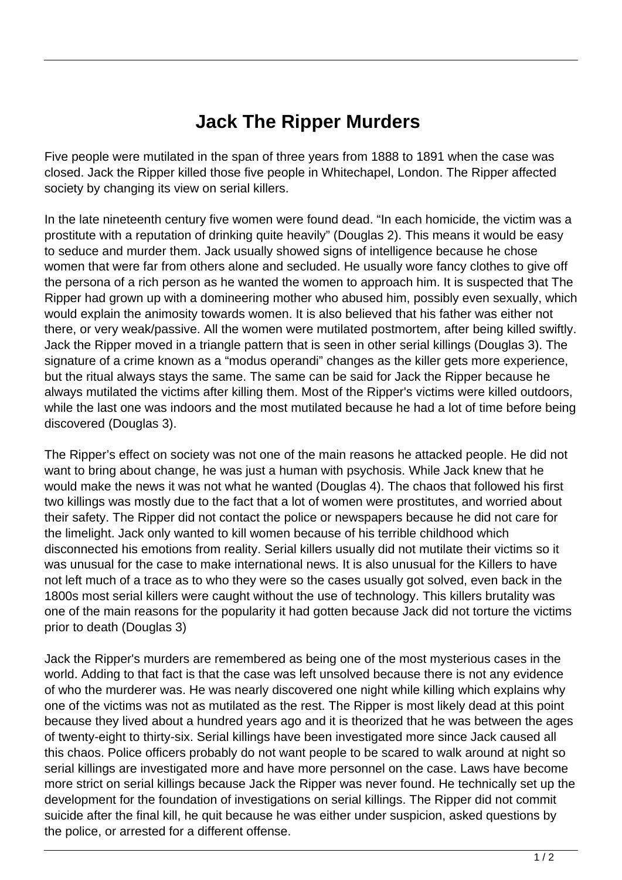# Jack The Ripper Murders

Five people were mutilated in the span of three years from 1888 to 1891 when the case was closed. Jack the Ripper killed those five people in Whitechapel, London. The Ripper affected society by changing its view on serial killers.

In the late nineteenth century five women were found dead. "In each homicide, the victim was a prostitute with a reputation of drinking quite heavily" (Douglas 2). This means it would be easy to seduce and murder them. Jack usually showed signs of intelligence because he chose women that were far from others alone and secluded. He usually wore fancy clothes to give off the persona of a rich person as he wanted the women to approach him. It is suspected that The Ripper had grown up with a domineering mother who abused him, possibly even sexually, which would explain the animosity towards women. It is also believed that his father was either not there, or very weak/passive. All the women were mutilated postmortem, after being killed swiftly. Jack the Ripper moved in a triangle pattern that is seen in other serial killings (Douglas 3). The signature of a crime known as a "modus operandi" changes as the killer gets more experience, but the ritual always stays the same. The same can be said for Jack the Ripper because he always mutilated the victims after killing them. Most of the Ripper's victims were killed outdoors, while the last one was indoors and the most mutilated because he had a lot of time before being discovered (Douglas 3).

The Ripper's effect on society was not one of the main reasons he attacked people. He did not want to bring about change, he was just a human with psychosis. While Jack knew that he would make the news it was not what he wanted (Douglas 4). The chaos that followed his first two killings was mostly due to the fact that a lot of women were prostitutes, and worried about their safety. The Ripper did not contact the police or newspapers because he did not care for the limelight. Jack only wanted to kill women because of his terrible childhood which disconnected his emotions from reality. Serial killers usually did not mutilate their victims so it was unusual for the case to make international news. It is also unusual for the Killers to have not left much of a trace as to who they were so the cases usually got solved, even back in the 1800s most serial killers were caught without the use of technology. This killers brutality was one of the main reasons for the popularity it had gotten because Jack did not torture the victims prior to death (Douglas 3)

Jack the Ripper's murders are remembered as being one of the most mysterious cases in the world. Adding to that fact is that the case was left unsolved because there is not any evidence of who the murderer was. He was nearly discovered one night while killing which explains why one of the victims was not as mutilated as the rest. The Ripper is most likely dead at this point because they lived about a hundred years ago and it is theorized that he was between the ages of twenty-eight to thirty-six. Serial killings have been investigated more since Jack caused all this chaos. Police officers probably do not want people to be scared to walk around at night so serial killings are investigated more and have more personnel on the case. Laws have become more strict on serial killings because Jack the Ripper was never found. He technically set up the development for the foundation of investigations on serial killings. The Ripper did not commit suicide after the final kill, he quit because he was either under suspicion, asked questions by the police, or arrested for a different offense.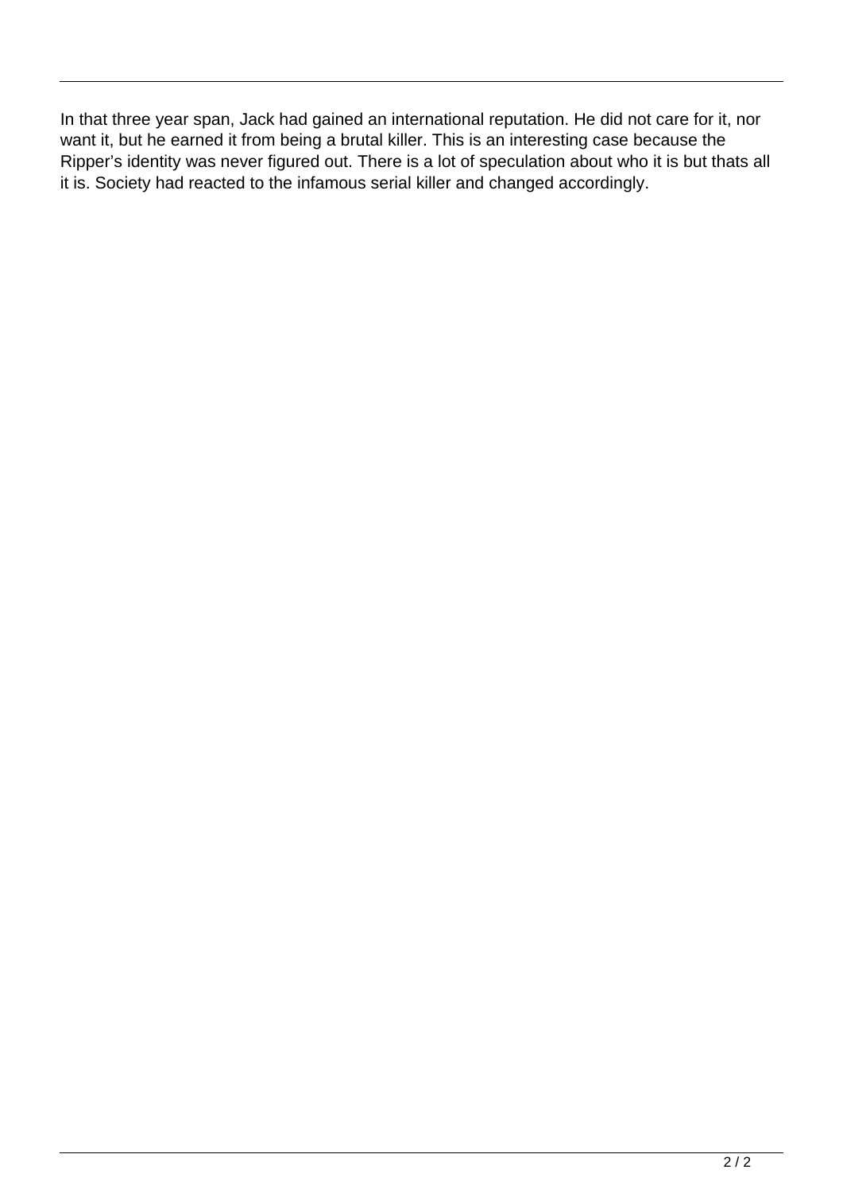In that three year span, Jack had gained an international reputation. He did not care for it, nor want it, but he earned it from being a brutal killer. This is an interesting case because the Ripper's identity was never figured out. There is a lot of speculation about who it is but thats all it is. Society had reacted to the infamous serial killer and changed accordingly.